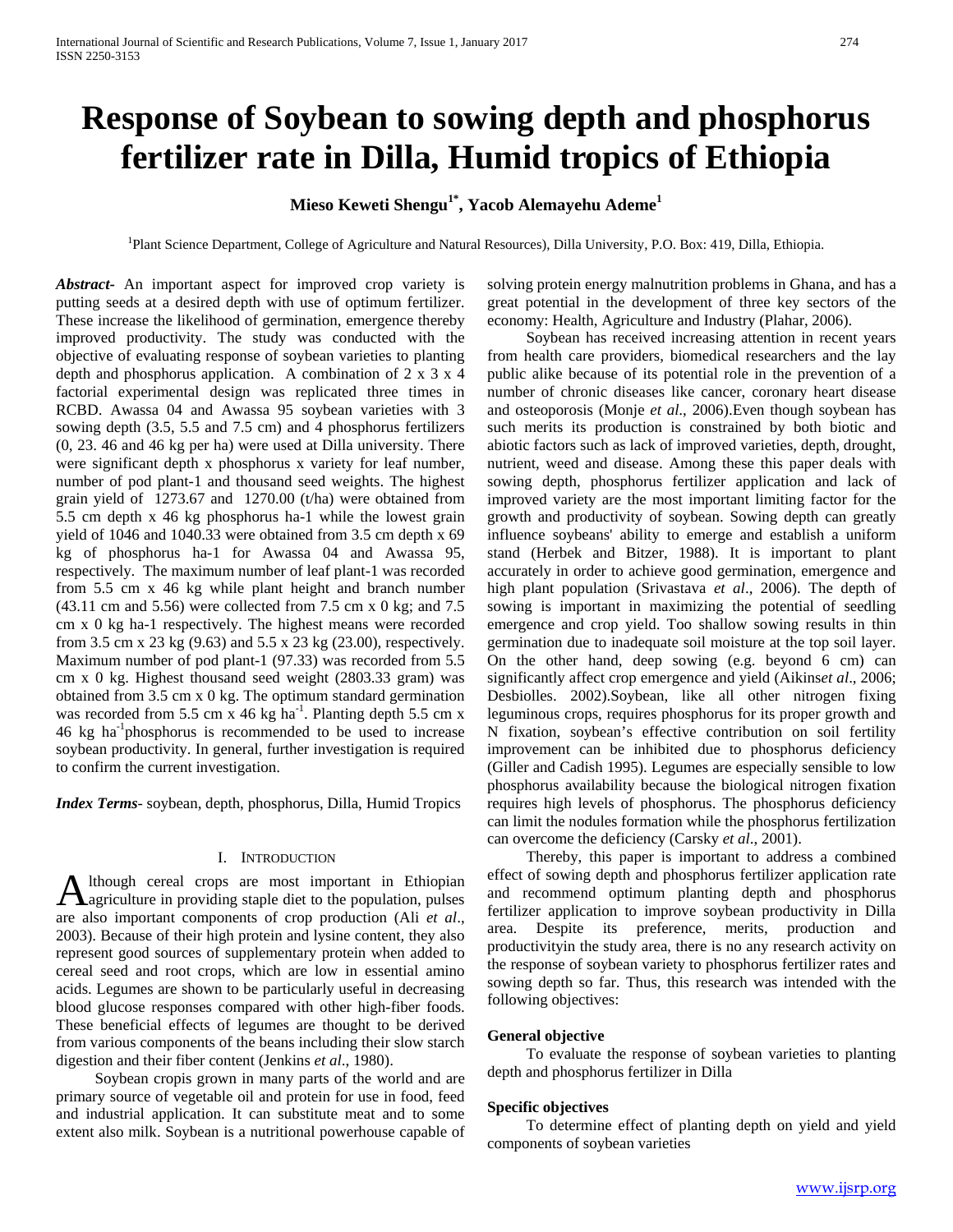# Response of Soybean to sowing depth and phosphorus fertilizer rate in Dilla, Humid tropics of Ethiopia

**Mieso Keweti Shengu[1*], Yacob Alemayehu Ademe[1]**

[1]Plant Science Department, College of Agriculture and Natural Resources), Dilla University, P.O. Box: 419, Dilla, Ethiopia.

***Abstract***- An important aspect for improved crop variety is putting seeds at a desired depth with use of optimum fertilizer. These increase the likelihood of germination, emergence thereby improved productivity. The study was conducted with the objective of evaluating response of soybean varieties to planting depth and phosphorus application. A combination of 2 x 3 x 4 factorial experimental design was replicated three times in RCBD. Awassa 04 and Awassa 95 soybean varieties with 3 sowing depth (3.5, 5.5 and 7.5 cm) and 4 phosphorus fertilizers (0, 23. 46 and 46 kg per ha) were used at Dilla university. There were significant depth x phosphorus x variety for leaf number, number of pod plant-1 and thousand seed weights. The highest grain yield of 1273.67 and 1270.00 (t/ha) were obtained from 5.5 cm depth x 46 kg phosphorus ha-1 while the lowest grain yield of 1046 and 1040.33 were obtained from 3.5 cm depth x 69 kg of phosphorus ha-1 for Awassa 04 and Awassa 95, respectively. The maximum number of leaf plant-1 was recorded from 5.5 cm x 46 kg while plant height and branch number (43.11 cm and 5.56) were collected from 7.5 cm x 0 kg; and 7.5 cm x 0 kg ha-1 respectively. The highest means were recorded from 3.5 cm x 23 kg (9.63) and 5.5 x 23 kg (23.00), respectively. Maximum number of pod plant-1 (97.33) was recorded from 5.5 cm x 0 kg. Highest thousand seed weight (2803.33 gram) was obtained from 3.5 cm x 0 kg. The optimum standard germination was recorded from 5.5 cm x 46 kg $ha^{-1}$. Planting depth 5.5 cm x 46 kg $ha^{-1}$phosphorus is recommended to be used to increase soybean productivity. In general, further investigation is required to confirm the current investigation.

***Index Terms***- soybean, depth, phosphorus, Dilla, Humid Tropics

## I. Introduction

Although cereal crops are most important in Ethiopian agriculture in providing staple diet to the population, pulses are also important components of crop production (Ali *et al*., 2003). Because of their high protein and lysine content, they also represent good sources of supplementary protein when added to cereal seed and root crops, which are low in essential amino acids. Legumes are shown to be particularly useful in decreasing blood glucose responses compared with other high-fiber foods. These beneficial effects of legumes are thought to be derived from various components of the beans including their slow starch digestion and their fiber content (Jenkins *et al*., 1980).

Soybean cropis grown in many parts of the world and are primary source of vegetable oil and protein for use in food, feed and industrial application. It can substitute meat and to some extent also milk. Soybean is a nutritional powerhouse capable of solving protein energy malnutrition problems in Ghana, and has a great potential in the development of three key sectors of the economy: Health, Agriculture and Industry (Plahar, 2006).

Soybean has received increasing attention in recent years from health care providers, biomedical researchers and the lay public alike because of its potential role in the prevention of a number of chronic diseases like cancer, coronary heart disease and osteoporosis (Monje *et al*., 2006).Even though soybean has such merits its production is constrained by both biotic and abiotic factors such as lack of improved varieties, depth, drought, nutrient, weed and disease. Among these this paper deals with sowing depth, phosphorus fertilizer application and lack of improved variety are the most important limiting factor for the growth and productivity of soybean. Sowing depth can greatly influence soybeans' ability to emerge and establish a uniform stand (Herbek and Bitzer, 1988). It is important to plant accurately in order to achieve good germination, emergence and high plant population (Srivastava *et al*., 2006). The depth of sowing is important in maximizing the potential of seedling emergence and crop yield. Too shallow sowing results in thin germination due to inadequate soil moisture at the top soil layer. On the other hand, deep sowing (e.g. beyond 6 cm) can significantly affect crop emergence and yield (Aikins*et al*., 2006; Desbiolles. 2002).Soybean, like all other nitrogen fixing leguminous crops, requires phosphorus for its proper growth and N fixation, soybean's effective contribution on soil fertility improvement can be inhibited due to phosphorus deficiency (Giller and Cadish 1995). Legumes are especially sensible to low phosphorus availability because the biological nitrogen fixation requires high levels of phosphorus. The phosphorus deficiency can limit the nodules formation while the phosphorus fertilization can overcome the deficiency (Carsky *et al*., 2001).

Thereby, this paper is important to address a combined effect of sowing depth and phosphorus fertilizer application rate and recommend optimum planting depth and phosphorus fertilizer application to improve soybean productivity in Dilla area. Despite its preference, merits, production and productivityin the study area, there is no any research activity on the response of soybean variety to phosphorus fertilizer rates and sowing depth so far. Thus, this research was intended with the following objectives:

**General objective**

To evaluate the response of soybean varieties to planting depth and phosphorus fertilizer in Dilla

**Specific objectives**

To determine effect of planting depth on yield and yield components of soybean varieties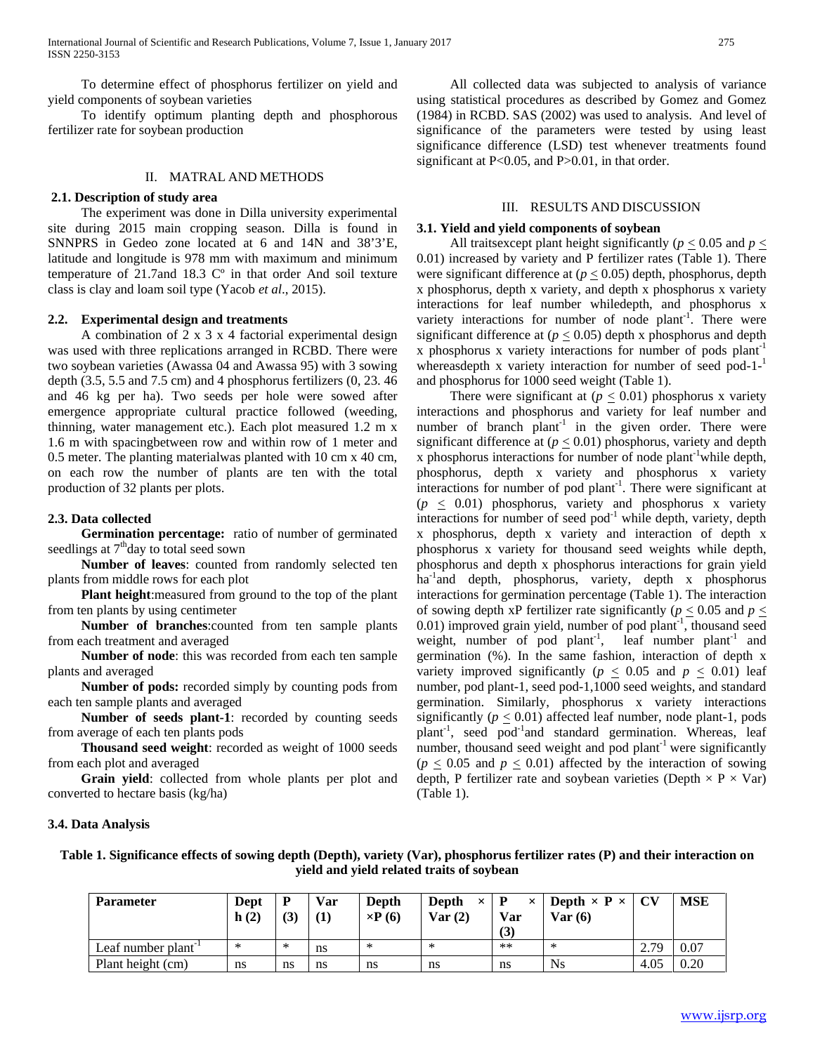To determine effect of phosphorus fertilizer on yield and yield components of soybean varieties

To identify optimum planting depth and phosphorous fertilizer rate for soybean production

## II. MATRAL AND METHODS

### 2.1. Description of study area

The experiment was done in Dilla university experimental site during 2015 main cropping season. Dilla is found in SNNPRS in Gedeo zone located at 6 and 14N and 38'3'E, latitude and longitude is 978 mm with maximum and minimum temperature of 21.7and 18.3 Cº in that order And soil texture class is clay and loam soil type (Yacob *et al*., 2015).

### 2.2. Experimental design and treatments

A combination of 2 x 3 x 4 factorial experimental design was used with three replications arranged in RCBD. There were two soybean varieties (Awassa 04 and Awassa 95) with 3 sowing depth (3.5, 5.5 and 7.5 cm) and 4 phosphorus fertilizers (0, 23. 46 and 46 kg per ha). Two seeds per hole were sowed after emergence appropriate cultural practice followed (weeding, thinning, water management etc.). Each plot measured 1.2 m x 1.6 m with spacingbetween row and within row of 1 meter and 0.5 meter. The planting materialwas planted with 10 cm x 40 cm, on each row the number of plants are ten with the total production of 32 plants per plots.

### 2.3. Data collected

**Germination percentage:** ratio of number of germinated seedlings at 7$^{th}$day to total seed sown

**Number of leaves**: counted from randomly selected ten plants from middle rows for each plot

**Plant height**:measured from ground to the top of the plant from ten plants by using centimeter

**Number of branches**:counted from ten sample plants from each treatment and averaged

**Number of node**: this was recorded from each ten sample plants and averaged

**Number of pods:** recorded simply by counting pods from each ten sample plants and averaged

**Number of seeds plant-1**: recorded by counting seeds from average of each ten plants pods

**Thousand seed weight**: recorded as weight of 1000 seeds from each plot and averaged

**Grain yield**: collected from whole plants per plot and converted to hectare basis (kg/ha)

### 3.4. Data Analysis

All collected data was subjected to analysis of variance using statistical procedures as described by Gomez and Gomez (1984) in RCBD. SAS (2002) was used to analysis. And level of significance of the parameters were tested by using least significance difference (LSD) test whenever treatments found significant at P<0.05, and P>0.01, in that order.

## III. RESULTS AND DISCUSSION

### 3.1. Yield and yield components of soybean

All traitsexcept plant height significantly ($p \leq 0.05$ and $p \leq 0.01$) increased by variety and P fertilizer rates (Table 1). There were significant difference at ($p \leq 0.05$) depth, phosphorus, depth x phosphorus, depth x variety, and depth x phosphorus x variety interactions for leaf number whiledepth, and phosphorus x variety interactions for number of node plant$^{-1}$. There were significant difference at ($p \leq 0.05$) depth x phosphorus and depth x phosphorus x variety interactions for number of pods plant$^{-1}$ whereasdepth x variety interaction for number of seed pod-1-$^{1}$ and phosphorus for 1000 seed weight (Table 1).

There were significant at ($p \leq 0.01$) phosphorus x variety interactions and phosphorus and variety for leaf number and number of branch plant$^{-1}$ in the given order. There were significant difference at ($p \leq 0.01$) phosphorus, variety and depth x phosphorus interactions for number of node plant$^{-1}$while depth, phosphorus, depth x variety and phosphorus x variety interactions for number of pod plant$^{-1}$. There were significant at ($p \leq 0.01$) phosphorus, variety and phosphorus x variety interactions for number of seed pod$^{-1}$ while depth, variety, depth x phosphorus, depth x variety and interaction of depth x phosphorus x variety for thousand seed weights while depth, phosphorus and depth x phosphorus interactions for grain yield ha$^{-1}$and depth, phosphorus, variety, depth x phosphorus interactions for germination percentage (Table 1). The interaction of sowing depth xP fertilizer rate significantly ($p \leq 0.05$ and $p \leq 0.01$) improved grain yield, number of pod plant$^{-1}$, thousand seed weight, number of pod plant$^{-1}$, leaf number plant$^{-1}$ and germination (%). In the same fashion, interaction of depth x variety improved significantly ($p \leq 0.05$ and $p \leq 0.01$) leaf number, pod plant-1, seed pod-1,1000 seed weights, and standard germination. Similarly, phosphorus x variety interactions significantly ($p \leq 0.01$) affected leaf number, node plant-1, pods plant$^{-1}$, seed pod$^{-1}$and standard germination. Whereas, leaf number, thousand seed weight and pod plant$^{-1}$ were significantly ($p \leq 0.05$ and $p \leq 0.01$) affected by the interaction of sowing depth, P fertilizer rate and soybean varieties (Depth × P × Var) (Table 1).

**Table 1. Significance effects of sowing depth (Depth), variety (Var), phosphorus fertilizer rates (P) and their interaction on yield and yield related traits of soybean**

| Parameter | Depth (2) | P (3) | Var (1) | Depth ×P (6) | Depth × Var (2) | P × Var (3) | Depth × P × Var (6) | CV | MSE |
|---|---|---|---|---|---|---|---|---|---|
| Leaf number plant$^{-1}$ | * | * | ns | * | * | ** | * | 2.79 | 0.07 |
| Plant height (cm) | ns | ns | ns | ns | ns | ns | Ns | 4.05 | 0.20 |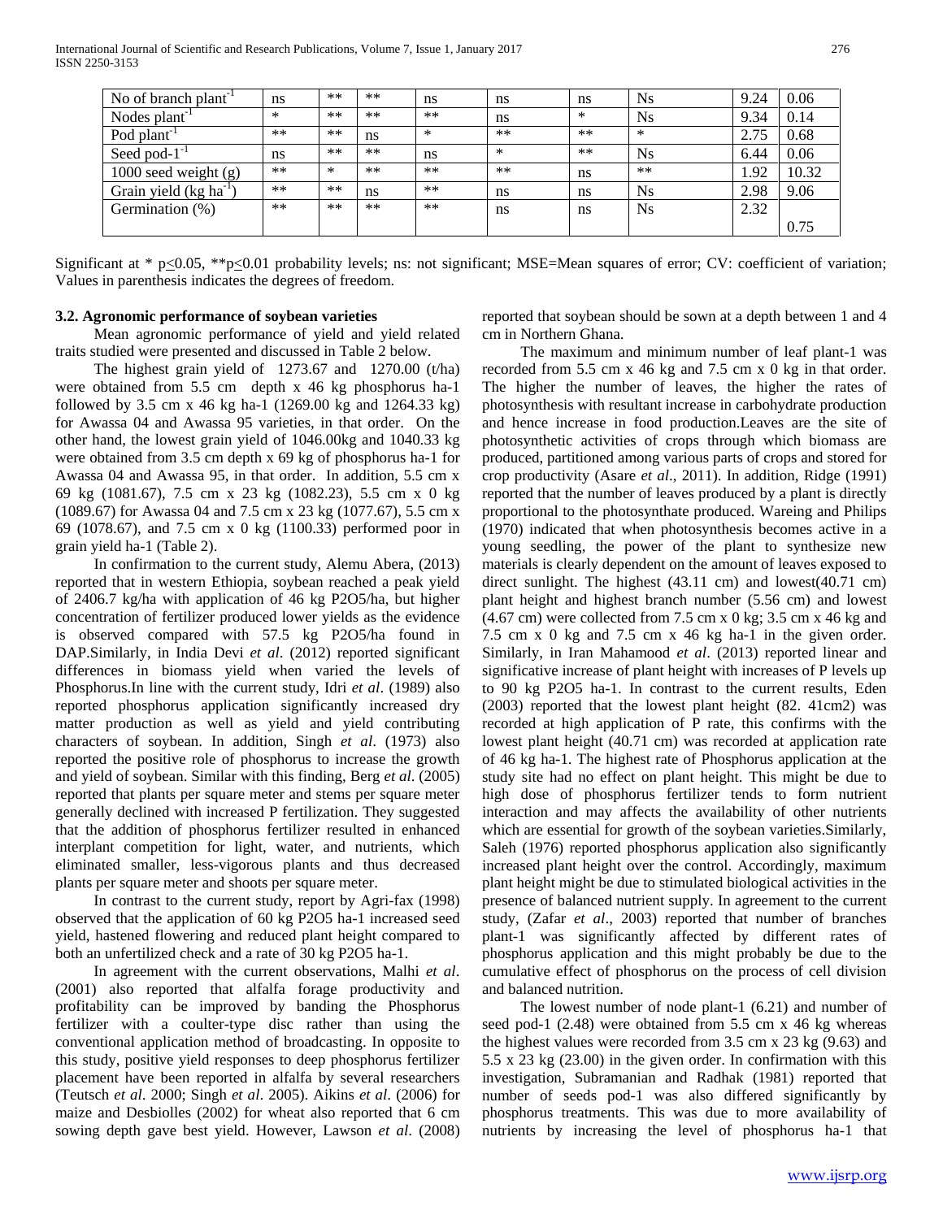| No of branch plant$^{-1}$ | ns | ** | ** | ns | ns | ns | Ns | 9.24 | 0.06 |
|---|---|---|---|---|---|---|---|---|---|
| Nodes plant$^{-1}$ | * | ** | ** | ** | ns | * | Ns | 9.34 | 0.14 |
| Pod plant$^{-1}$ | ** | ** | ns | * | ** | ** | * | 2.75 | 0.68 |
| Seed pod-1$^{-1}$ | ns | ** | ** | ns | * | ** | Ns | 6.44 | 0.06 |
| 1000 seed weight (g) | ** | * | ** | ** | ** | ns | ** | 1.92 | 10.32 |
| Grain yield (kg ha$^{-1}$) | ** | ** | ns | ** | ns | ns | Ns | 2.98 | 9.06 |
| Germination (%) | ** | ** | ** | ** | ns | ns | Ns | 2.32 | 0.75 |

Significant at * $p \leq 0.05$, ** $p \leq 0.01$ probability levels; ns: not significant; MSE=Mean squares of error; CV: coefficient of variation; Values in parenthesis indicates the degrees of freedom.

### 3.2. Agronomic performance of soybean varieties

Mean agronomic performance of yield and yield related traits studied were presented and discussed in Table 2 below.

The highest grain yield of 1273.67 and 1270.00 (t/ha) were obtained from 5.5 cm depth x 46 kg phosphorus ha-1 followed by 3.5 cm x 46 kg ha-1 (1269.00 kg and 1264.33 kg) for Awassa 04 and Awassa 95 varieties, in that order. On the other hand, the lowest grain yield of 1046.00kg and 1040.33 kg were obtained from 3.5 cm depth x 69 kg of phosphorus ha-1 for Awassa 04 and Awassa 95, in that order. In addition, 5.5 cm x 69 kg (1081.67), 7.5 cm x 23 kg (1082.23), 5.5 cm x 0 kg (1089.67) for Awassa 04 and 7.5 cm x 23 kg (1077.67), 5.5 cm x 69 (1078.67), and 7.5 cm x 0 kg (1100.33) performed poor in grain yield ha-1 (Table 2).

In confirmation to the current study, Alemu Abera, (2013) reported that in western Ethiopia, soybean reached a peak yield of 2406.7 kg/ha with application of 46 kg P2O5/ha, but higher concentration of fertilizer produced lower yields as the evidence is observed compared with 57.5 kg P2O5/ha found in DAP.Similarly, in India Devi *et al*. (2012) reported significant differences in biomass yield when varied the levels of Phosphorus.In line with the current study, Idri *et al*. (1989) also reported phosphorus application significantly increased dry matter production as well as yield and yield contributing characters of soybean. In addition, Singh *et al*. (1973) also reported the positive role of phosphorus to increase the growth and yield of soybean. Similar with this finding, Berg *et al*. (2005) reported that plants per square meter and stems per square meter generally declined with increased P fertilization. They suggested that the addition of phosphorus fertilizer resulted in enhanced interplant competition for light, water, and nutrients, which eliminated smaller, less-vigorous plants and thus decreased plants per square meter and shoots per square meter.

In contrast to the current study, report by Agri-fax (1998) observed that the application of 60 kg P2O5 ha-1 increased seed yield, hastened flowering and reduced plant height compared to both an unfertilized check and a rate of 30 kg P2O5 ha-1.

In agreement with the current observations, Malhi *et al*. (2001) also reported that alfalfa forage productivity and profitability can be improved by banding the Phosphorus fertilizer with a coulter-type disc rather than using the conventional application method of broadcasting. In opposite to this study, positive yield responses to deep phosphorus fertilizer placement have been reported in alfalfa by several researchers (Teutsch *et al*. 2000; Singh *et al*. 2005). Aikins *et al*. (2006) for maize and Desbiolles (2002) for wheat also reported that 6 cm sowing depth gave best yield. However, Lawson *et al*. (2008) reported that soybean should be sown at a depth between 1 and 4 cm in Northern Ghana.

The maximum and minimum number of leaf plant-1 was recorded from 5.5 cm x 46 kg and 7.5 cm x 0 kg in that order. The higher the number of leaves, the higher the rates of photosynthesis with resultant increase in carbohydrate production and hence increase in food production.Leaves are the site of photosynthetic activities of crops through which biomass are produced, partitioned among various parts of crops and stored for crop productivity (Asare *et al*., 2011). In addition, Ridge (1991) reported that the number of leaves produced by a plant is directly proportional to the photosynthate produced. Wareing and Philips (1970) indicated that when photosynthesis becomes active in a young seedling, the power of the plant to synthesize new materials is clearly dependent on the amount of leaves exposed to direct sunlight. The highest (43.11 cm) and lowest(40.71 cm) plant height and highest branch number (5.56 cm) and lowest (4.67 cm) were collected from 7.5 cm x 0 kg; 3.5 cm x 46 kg and 7.5 cm x 0 kg and 7.5 cm x 46 kg ha-1 in the given order. Similarly, in Iran Mahamood *et al*. (2013) reported linear and significative increase of plant height with increases of P levels up to 90 kg P2O5 ha-1. In contrast to the current results, Eden (2003) reported that the lowest plant height (82. 41cm2) was recorded at high application of P rate, this confirms with the lowest plant height (40.71 cm) was recorded at application rate of 46 kg ha-1. The highest rate of Phosphorus application at the study site had no effect on plant height. This might be due to high dose of phosphorus fertilizer tends to form nutrient interaction and may affects the availability of other nutrients which are essential for growth of the soybean varieties.Similarly, Saleh (1976) reported phosphorus application also significantly increased plant height over the control. Accordingly, maximum plant height might be due to stimulated biological activities in the presence of balanced nutrient supply. In agreement to the current study, (Zafar *et al*., 2003) reported that number of branches plant-1 was significantly affected by different rates of phosphorus application and this might probably be due to the cumulative effect of phosphorus on the process of cell division and balanced nutrition.

The lowest number of node plant-1 (6.21) and number of seed pod-1 (2.48) were obtained from 5.5 cm x 46 kg whereas the highest values were recorded from 3.5 cm x 23 kg (9.63) and 5.5 x 23 kg (23.00) in the given order. In confirmation with this investigation, Subramanian and Radhak (1981) reported that number of seeds pod-1 was also differed significantly by phosphorus treatments. This was due to more availability of nutrients by increasing the level of phosphorus ha-1 that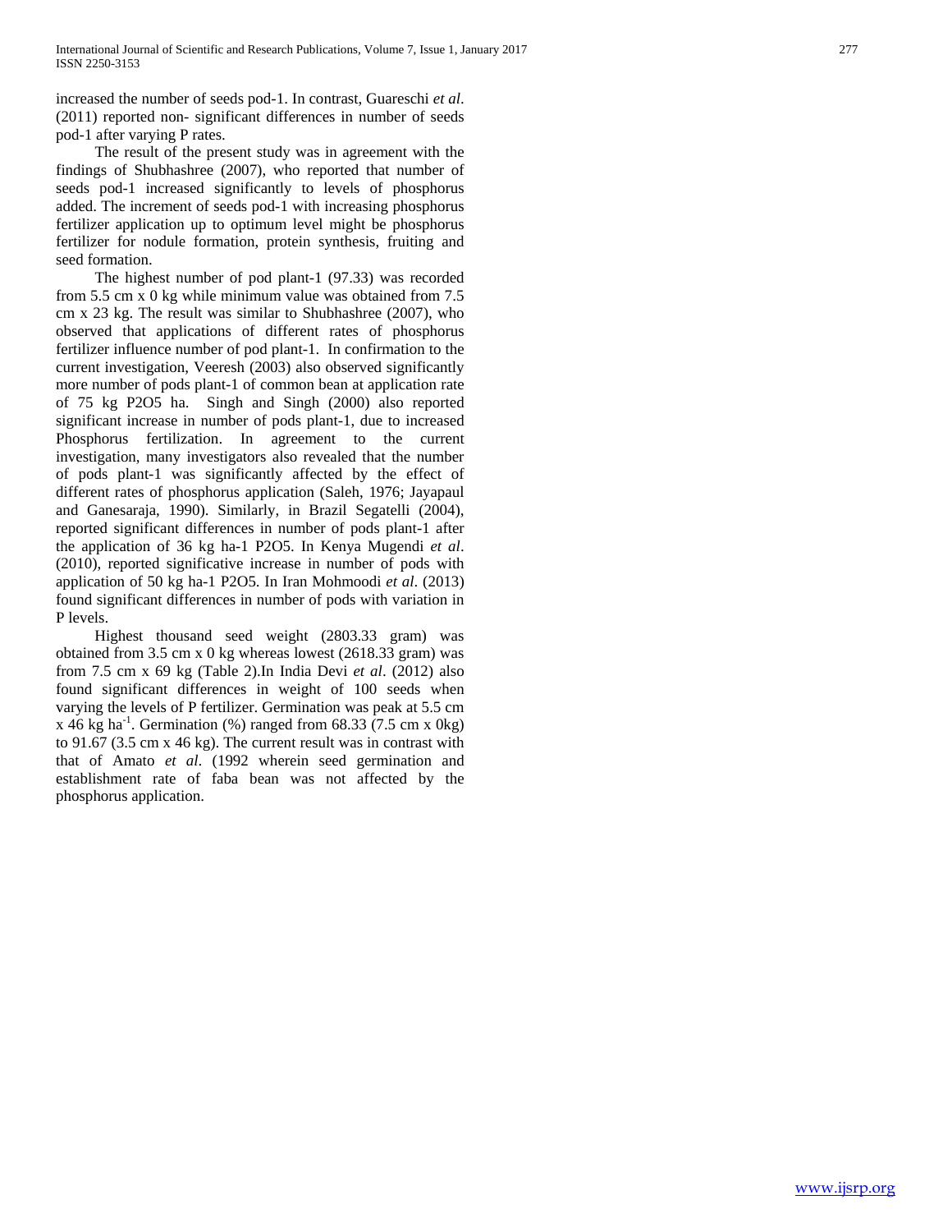increased the number of seeds pod-1. In contrast, Guareschi *et al*. (2011) reported non- significant differences in number of seeds pod-1 after varying P rates.

The result of the present study was in agreement with the findings of Shubhashree (2007), who reported that number of seeds pod-1 increased significantly to levels of phosphorus added. The increment of seeds pod-1 with increasing phosphorus fertilizer application up to optimum level might be phosphorus fertilizer for nodule formation, protein synthesis, fruiting and seed formation.

The highest number of pod plant-1 (97.33) was recorded from 5.5 cm x 0 kg while minimum value was obtained from 7.5 cm x 23 kg. The result was similar to Shubhashree (2007), who observed that applications of different rates of phosphorus fertilizer influence number of pod plant-1. In confirmation to the current investigation, Veeresh (2003) also observed significantly more number of pods plant-1 of common bean at application rate of 75 kg P2O5 ha. Singh and Singh (2000) also reported significant increase in number of pods plant-1, due to increased Phosphorus fertilization. In agreement to the current investigation, many investigators also revealed that the number of pods plant-1 was significantly affected by the effect of different rates of phosphorus application (Saleh, 1976; Jayapaul and Ganesaraja, 1990). Similarly, in Brazil Segatelli (2004), reported significant differences in number of pods plant-1 after the application of 36 kg ha-1 P2O5. In Kenya Mugendi *et al*. (2010), reported significative increase in number of pods with application of 50 kg ha-1 P2O5. In Iran Mohmoodi *et al*. (2013) found significant differences in number of pods with variation in P levels.

Highest thousand seed weight (2803.33 gram) was obtained from 3.5 cm x 0 kg whereas lowest (2618.33 gram) was from 7.5 cm x 69 kg (Table 2).In India Devi *et al*. (2012) also found significant differences in weight of 100 seeds when varying the levels of P fertilizer. Germination was peak at 5.5 cm x 46 kg ha$^{-1}$. Germination (%) ranged from 68.33 (7.5 cm x 0kg) to 91.67 (3.5 cm x 46 kg). The current result was in contrast with that of Amato *et al*. (1992 wherein seed germination and establishment rate of faba bean was not affected by the phosphorus application.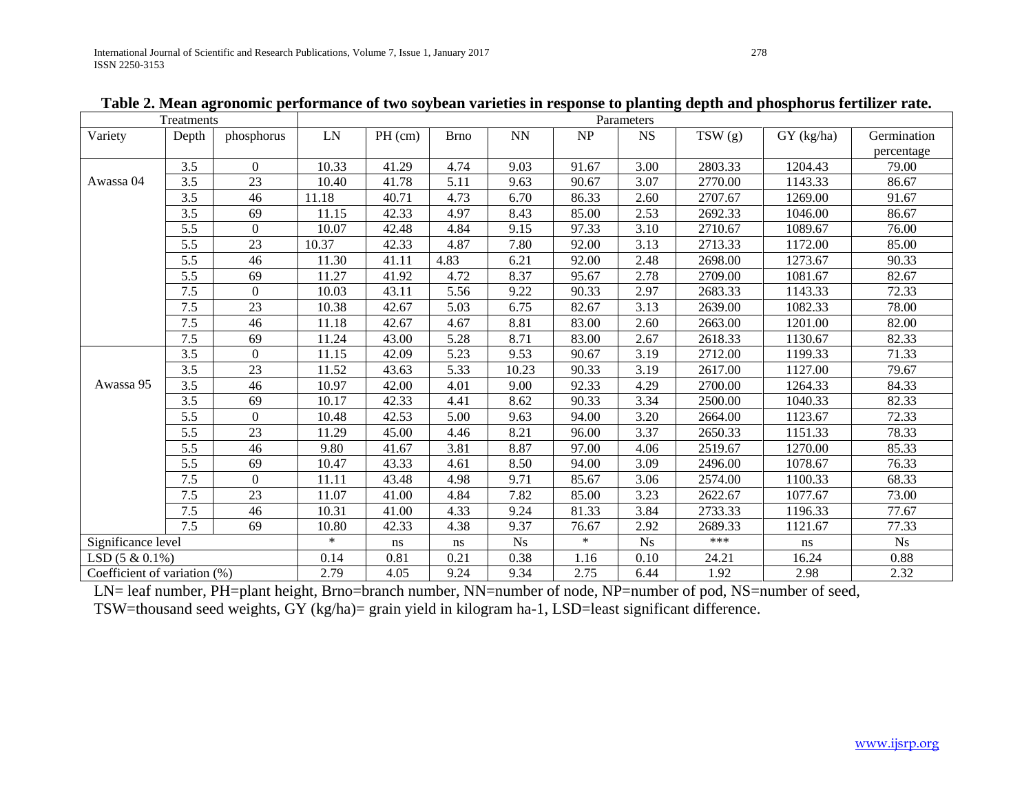**Table 2. Mean agronomic performance of two soybean varieties in response to planting depth and phosphorus fertilizer rate.**

| Treatments | | | Parameters | | | | | | | | |
|---|---|---|---|---|---|---|---|---|---|---|---|
| Variety | Depth | phosphorus | LN | PH (cm) | Brno | NN | NP | NS | TSW (g) | GY (kg/ha) | Germination percentage |
| Awassa 04 | 3.5 | 0 | 10.33 | 41.29 | 4.74 | 9.03 | 91.67 | 3.00 | 2803.33 | 1204.43 | 79.00 |
| | 3.5 | 23 | 10.40 | 41.78 | 5.11 | 9.63 | 90.67 | 3.07 | 2770.00 | 1143.33 | 86.67 |
| | 3.5 | 46 | 11.18 | 40.71 | 4.73 | 6.70 | 86.33 | 2.60 | 2707.67 | 1269.00 | 91.67 |
| | 3.5 | 69 | 11.15 | 42.33 | 4.97 | 8.43 | 85.00 | 2.53 | 2692.33 | 1046.00 | 86.67 |
| | 5.5 | 0 | 10.07 | 42.48 | 4.84 | 9.15 | 97.33 | 3.10 | 2710.67 | 1089.67 | 76.00 |
| | 5.5 | 23 | 10.37 | 42.33 | 4.87 | 7.80 | 92.00 | 3.13 | 2713.33 | 1172.00 | 85.00 |
| | 5.5 | 46 | 11.30 | 41.11 | 4.83 | 6.21 | 92.00 | 2.48 | 2698.00 | 1273.67 | 90.33 |
| | 5.5 | 69 | 11.27 | 41.92 | 4.72 | 8.37 | 95.67 | 2.78 | 2709.00 | 1081.67 | 82.67 |
| | 7.5 | 0 | 10.03 | 43.11 | 5.56 | 9.22 | 90.33 | 2.97 | 2683.33 | 1143.33 | 72.33 |
| | 7.5 | 23 | 10.38 | 42.67 | 5.03 | 6.75 | 82.67 | 3.13 | 2639.00 | 1082.33 | 78.00 |
| | 7.5 | 46 | 11.18 | 42.67 | 4.67 | 8.81 | 83.00 | 2.60 | 2663.00 | 1201.00 | 82.00 |
| | 7.5 | 69 | 11.24 | 43.00 | 5.28 | 8.71 | 83.00 | 2.67 | 2618.33 | 1130.67 | 82.33 |
| Awassa 95 | 3.5 | 0 | 11.15 | 42.09 | 5.23 | 9.53 | 90.67 | 3.19 | 2712.00 | 1199.33 | 71.33 |
| | 3.5 | 23 | 11.52 | 43.63 | 5.33 | 10.23 | 90.33 | 3.19 | 2617.00 | 1127.00 | 79.67 |
| | 3.5 | 46 | 10.97 | 42.00 | 4.01 | 9.00 | 92.33 | 4.29 | 2700.00 | 1264.33 | 84.33 |
| | 3.5 | 69 | 10.17 | 42.33 | 4.41 | 8.62 | 90.33 | 3.34 | 2500.00 | 1040.33 | 82.33 |
| | 5.5 | 0 | 10.48 | 42.53 | 5.00 | 9.63 | 94.00 | 3.20 | 2664.00 | 1123.67 | 72.33 |
| | 5.5 | 23 | 11.29 | 45.00 | 4.46 | 8.21 | 96.00 | 3.37 | 2650.33 | 1151.33 | 78.33 |
| | 5.5 | 46 | 9.80 | 41.67 | 3.81 | 8.87 | 97.00 | 4.06 | 2519.67 | 1270.00 | 85.33 |
| | 5.5 | 69 | 10.47 | 43.33 | 4.61 | 8.50 | 94.00 | 3.09 | 2496.00 | 1078.67 | 76.33 |
| | 7.5 | 0 | 11.11 | 43.48 | 4.98 | 9.71 | 85.67 | 3.06 | 2574.00 | 1100.33 | 68.33 |
| | 7.5 | 23 | 11.07 | 41.00 | 4.84 | 7.82 | 85.00 | 3.23 | 2622.67 | 1077.67 | 73.00 |
| | 7.5 | 46 | 10.31 | 41.00 | 4.33 | 9.24 | 81.33 | 3.84 | 2733.33 | 1196.33 | 77.67 |
| | 7.5 | 69 | 10.80 | 42.33 | 4.38 | 9.37 | 76.67 | 2.92 | 2689.33 | 1121.67 | 77.33 |
| Significance level | | | * | ns | ns | Ns | * | Ns | *** | ns | Ns |
| LSD (5 & 0.1%) | | | 0.14 | 0.81 | 0.21 | 0.38 | 1.16 | 0.10 | 24.21 | 16.24 | 0.88 |
| Coefficient of variation (%) | | | 2.79 | 4.05 | 9.24 | 9.34 | 2.75 | 6.44 | 1.92 | 2.98 | 2.32 |

LN= leaf number, PH=plant height, Brno=branch number, NN=number of node, NP=number of pod, NS=number of seed, TSW=thousand seed weights, GY (kg/ha)= grain yield in kilogram ha-1, LSD=least significant difference.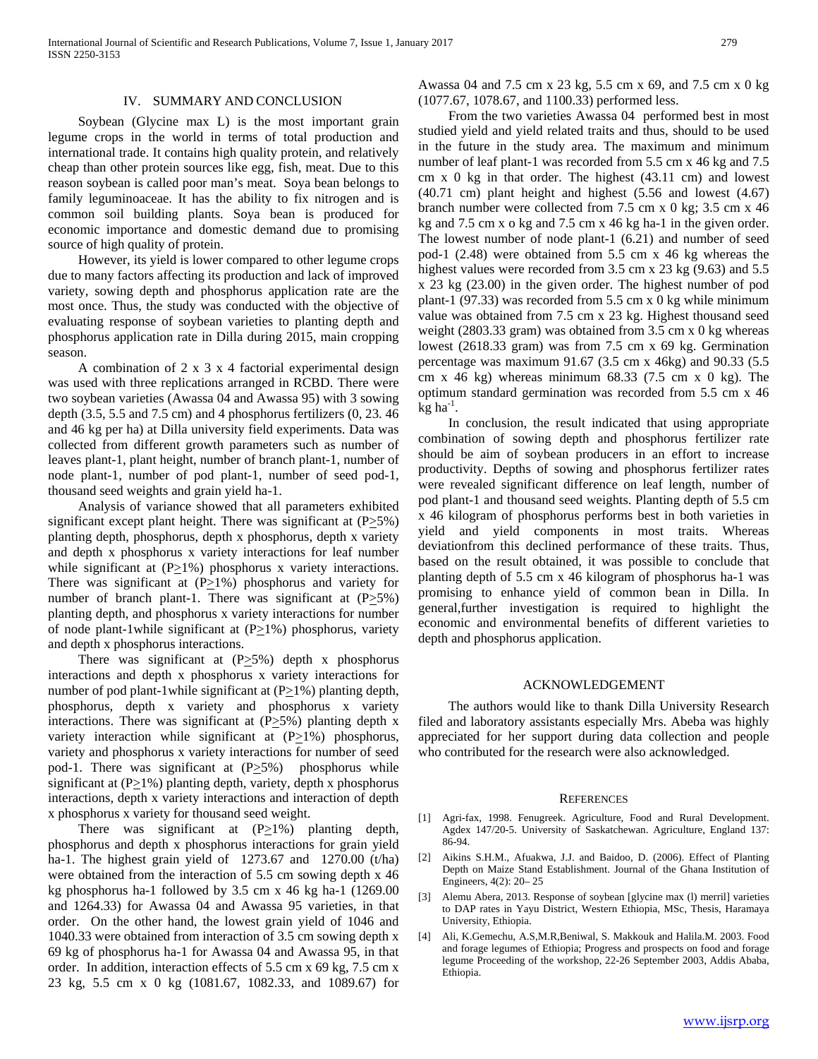## IV. SUMMARY AND CONCLUSION

Soybean (Glycine max L) is the most important grain legume crops in the world in terms of total production and international trade. It contains high quality protein, and relatively cheap than other protein sources like egg, fish, meat. Due to this reason soybean is called poor man's meat. Soya bean belongs to family leguminoaceae. It has the ability to fix nitrogen and is common soil building plants. Soya bean is produced for economic importance and domestic demand due to promising source of high quality of protein.

However, its yield is lower compared to other legume crops due to many factors affecting its production and lack of improved variety, sowing depth and phosphorus application rate are the most once. Thus, the study was conducted with the objective of evaluating response of soybean varieties to planting depth and phosphorus application rate in Dilla during 2015, main cropping season.

A combination of 2 x 3 x 4 factorial experimental design was used with three replications arranged in RCBD. There were two soybean varieties (Awassa 04 and Awassa 95) with 3 sowing depth (3.5, 5.5 and 7.5 cm) and 4 phosphorus fertilizers (0, 23. 46 and 46 kg per ha) at Dilla university field experiments. Data was collected from different growth parameters such as number of leaves plant-1, plant height, number of branch plant-1, number of node plant-1, number of pod plant-1, number of seed pod-1, thousand seed weights and grain yield ha-1.

Analysis of variance showed that all parameters exhibited significant except plant height. There was significant at ($P \geq 5\%$) planting depth, phosphorus, depth x phosphorus, depth x variety and depth x phosphorus x variety interactions for leaf number while significant at ($P \geq 1\%$) phosphorus x variety interactions. There was significant at ($P \geq 1\%$) phosphorus and variety for number of branch plant-1. There was significant at ($P \geq 5\%$) planting depth, and phosphorus x variety interactions for number of node plant-1while significant at ($P \geq 1\%$) phosphorus, variety and depth x phosphorus interactions.

There was significant at ($P \geq 5\%$) depth x phosphorus interactions and depth x phosphorus x variety interactions for number of pod plant-1while significant at ($P \geq 1\%$) planting depth, phosphorus, depth x variety and phosphorus x variety interactions. There was significant at ($P \geq 5\%$) planting depth x variety interaction while significant at ($P \geq 1\%$) phosphorus, variety and phosphorus x variety interactions for number of seed pod-1. There was significant at ($P \geq 5\%$) phosphorus while significant at ($P \geq 1\%$) planting depth, variety, depth x phosphorus interactions, depth x variety interactions and interaction of depth x phosphorus x variety for thousand seed weight.

There was significant at ($P \geq 1\%$) planting depth, phosphorus and depth x phosphorus interactions for grain yield ha-1. The highest grain yield of 1273.67 and 1270.00 (t/ha) were obtained from the interaction of 5.5 cm sowing depth x 46 kg phosphorus ha-1 followed by 3.5 cm x 46 kg ha-1 (1269.00 and 1264.33) for Awassa 04 and Awassa 95 varieties, in that order. On the other hand, the lowest grain yield of 1046 and 1040.33 were obtained from interaction of 3.5 cm sowing depth x 69 kg of phosphorus ha-1 for Awassa 04 and Awassa 95, in that order. In addition, interaction effects of 5.5 cm x 69 kg, 7.5 cm x 23 kg, 5.5 cm x 0 kg (1081.67, 1082.33, and 1089.67) for Awassa 04 and 7.5 cm x 23 kg, 5.5 cm x 69, and 7.5 cm x 0 kg (1077.67, 1078.67, and 1100.33) performed less.

From the two varieties Awassa 04 performed best in most studied yield and yield related traits and thus, should to be used in the future in the study area. The maximum and minimum number of leaf plant-1 was recorded from 5.5 cm x 46 kg and 7.5 cm x 0 kg in that order. The highest (43.11 cm) and lowest (40.71 cm) plant height and highest (5.56 and lowest (4.67) branch number were collected from 7.5 cm x 0 kg; 3.5 cm x 46 kg and 7.5 cm x o kg and 7.5 cm x 46 kg ha-1 in the given order. The lowest number of node plant-1 (6.21) and number of seed pod-1 (2.48) were obtained from 5.5 cm x 46 kg whereas the highest values were recorded from 3.5 cm x 23 kg (9.63) and 5.5 x 23 kg (23.00) in the given order. The highest number of pod plant-1 (97.33) was recorded from 5.5 cm x 0 kg while minimum value was obtained from 7.5 cm x 23 kg. Highest thousand seed weight (2803.33 gram) was obtained from 3.5 cm x 0 kg whereas lowest (2618.33 gram) was from 7.5 cm x 69 kg. Germination percentage was maximum 91.67 (3.5 cm x 46kg) and 90.33 (5.5 cm x 46 kg) whereas minimum 68.33 (7.5 cm x 0 kg). The optimum standard germination was recorded from 5.5 cm x 46 kg $ha^{-1}$.

In conclusion, the result indicated that using appropriate combination of sowing depth and phosphorus fertilizer rate should be aim of soybean producers in an effort to increase productivity. Depths of sowing and phosphorus fertilizer rates were revealed significant difference on leaf length, number of pod plant-1 and thousand seed weights. Planting depth of 5.5 cm x 46 kilogram of phosphorus performs best in both varieties in yield and yield components in most traits. Whereas deviationfrom this declined performance of these traits. Thus, based on the result obtained, it was possible to conclude that planting depth of 5.5 cm x 46 kilogram of phosphorus ha-1 was promising to enhance yield of common bean in Dilla. In general,further investigation is required to highlight the economic and environmental benefits of different varieties to depth and phosphorus application.

## ACKNOWLEDGEMENT

The authors would like to thank Dilla University Research filed and laboratory assistants especially Mrs. Abeba was highly appreciated for her support during data collection and people who contributed for the research were also acknowledged.

## REFERENCES

[1] Agri-fax, 1998. Fenugreek. Agriculture, Food and Rural Development. Agdex 147/20-5. University of Saskatchewan. Agriculture, England 137: 86-94.

[2] Aikins S.H.M., Afuakwa, J.J. and Baidoo, D. (2006). Effect of Planting Depth on Maize Stand Establishment. Journal of the Ghana Institution of Engineers, 4(2): 20– 25

[3] Alemu Abera, 2013. Response of soybean [glycine max (l) merril] varieties to DAP rates in Yayu District, Western Ethiopia, MSc, Thesis, Haramaya University, Ethiopia.

[4] Ali, K.Gemechu, A.S,M.R,Beniwal, S. Makkouk and Halila.M. 2003. Food and forage legumes of Ethiopia; Progress and prospects on food and forage legume Proceeding of the workshop, 22-26 September 2003, Addis Ababa, Ethiopia.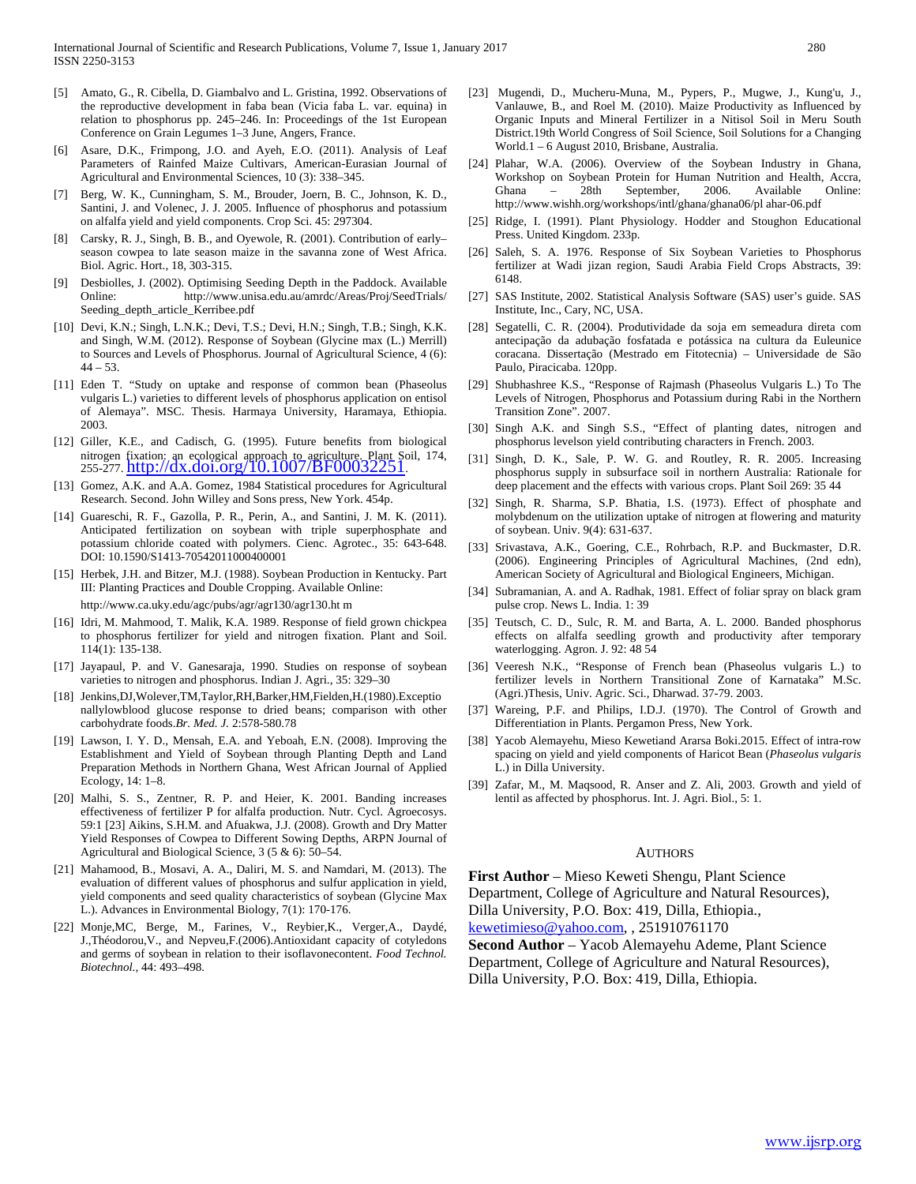[5] Amato, G., R. Cibella, D. Giambalvo and L. Gristina, 1992. Observations of the reproductive development in faba bean (Vicia faba L. var. equina) in relation to phosphorus pp. 245–246. In: Proceedings of the 1st European Conference on Grain Legumes 1–3 June, Angers, France.

[6] Asare, D.K., Frimpong, J.O. and Ayeh, E.O. (2011). Analysis of Leaf Parameters of Rainfed Maize Cultivars, American-Eurasian Journal of Agricultural and Environmental Sciences, 10 (3): 338–345.

[7] Berg, W. K., Cunningham, S. M., Brouder, Joern, B. C., Johnson, K. D., Santini, J. and Volenec, J. J. 2005. Influence of phosphorus and potassium on alfalfa yield and yield components. Crop Sci. 45: 297304.

[8] Carsky, R. J., Singh, B. B., and Oyewole, R. (2001). Contribution of early–season cowpea to late season maize in the savanna zone of West Africa. Biol. Agric. Hort., 18, 303-315.

[9] Desbiolles, J. (2002). Optimising Seeding Depth in the Paddock. Available Online: http://www.unisa.edu.au/amrdc/Areas/Proj/SeedTrials/Seeding_depth_article_Kerribee.pdf

[10] Devi, K.N.; Singh, L.N.K.; Devi, T.S.; Devi, H.N.; Singh, T.B.; Singh, K.K. and Singh, W.M. (2012). Response of Soybean (Glycine max (L.) Merrill) to Sources and Levels of Phosphorus. Journal of Agricultural Science, 4 (6): 44 – 53.

[11] Eden T. "Study on uptake and response of common bean (Phaseolus vulgaris L.) varieties to different levels of phosphorus application on entisol of Alemaya". MSC. Thesis. Harmaya University, Haramaya, Ethiopia. 2003.

[12] Giller, K.E., and Cadisch, G. (1995). Future benefits from biological nitrogen fixation: an ecological approach to agriculture. Plant Soil, 174, 255-277. http://dx.doi.org/10.1007/BF00032251.

[13] Gomez, A.K. and A.A. Gomez, 1984 Statistical procedures for Agricultural Research. Second. John Willey and Sons press, New York. 454p.

[14] Guareschi, R. F., Gazolla, P. R., Perin, A., and Santini, J. M. K. (2011). Anticipated fertilization on soybean with triple superphosphate and potassium chloride coated with polymers. Cienc. Agrotec., 35: 643-648. DOI: 10.1590/S1413-70542011000400001

[15] Herbek, J.H. and Bitzer, M.J. (1988). Soybean Production in Kentucky. Part III: Planting Practices and Double Cropping. Available Online: http://www.ca.uky.edu/agc/pubs/agr/agr130/agr130.ht m

[16] Idri, M. Mahmood, T. Malik, K.A. 1989. Response of field grown chickpea to phosphorus fertilizer for yield and nitrogen fixation. Plant and Soil. 114(1): 135-138.

[17] Jayapaul, P. and V. Ganesaraja, 1990. Studies on response of soybean varieties to nitrogen and phosphorus. Indian J. Agri., 35: 329–30

[18] Jenkins,DJ,Wolever,TM,Taylor,RH,Barker,HM,Fielden,H.(1980).Exceptio nallylowblood glucose response to dried beans; comparison with other carbohydrate foods.*Br. Med. J.* 2:578-580.78

[19] Lawson, I. Y. D., Mensah, E.A. and Yeboah, E.N. (2008). Improving the Establishment and Yield of Soybean through Planting Depth and Land Preparation Methods in Northern Ghana, West African Journal of Applied Ecology, 14: 1–8.

[20] Malhi, S. S., Zentner, R. P. and Heier, K. 2001. Banding increases effectiveness of fertilizer P for alfalfa production. Nutr. Cycl. Agroecosys. 59:1 [23] Aikins, S.H.M. and Afuakwa, J.J. (2008). Growth and Dry Matter Yield Responses of Cowpea to Different Sowing Depths, ARPN Journal of Agricultural and Biological Science, 3 (5 & 6): 50–54.

[21] Mahamood, B., Mosavi, A. A., Daliri, M. S. and Namdari, M. (2013). The evaluation of different values of phosphorus and sulfur application in yield, yield components and seed quality characteristics of soybean (Glycine Max L.). Advances in Environmental Biology, 7(1): 170-176.

[22] Monje,MC, Berge, M., Farines, V., Reybier,K., Verger,A., Daydé, J.,Théodorou,V., and Nepveu,F.(2006).Antioxidant capacity of cotyledons and germs of soybean in relation to their isoflavonecontent. *Food Technol. Biotechnol.*, 44: 493–498.

[23] Mugendi, D., Mucheru-Muna, M., Pypers, P., Mugwe, J., Kung'u, J., Vanlauwe, B., and Roel M. (2010). Maize Productivity as Influenced by Organic Inputs and Mineral Fertilizer in a Nitisol Soil in Meru South District.19th World Congress of Soil Science, Soil Solutions for a Changing World.1 – 6 August 2010, Brisbane, Australia.

[24] Plahar, W.A. (2006). Overview of the Soybean Industry in Ghana, Workshop on Soybean Protein for Human Nutrition and Health, Accra, Ghana – 28th September, 2006. Available Online: http://www.wishh.org/workshops/intl/ghana/ghana06/pl ahar-06.pdf

[25] Ridge, I. (1991). Plant Physiology. Hodder and Stoughon Educational Press. United Kingdom. 233p.

[26] Saleh, S. A. 1976. Response of Six Soybean Varieties to Phosphorus fertilizer at Wadi jizan region, Saudi Arabia Field Crops Abstracts, 39: 6148.

[27] SAS Institute, 2002. Statistical Analysis Software (SAS) user's guide. SAS Institute, Inc., Cary, NC, USA.

[28] Segatelli, C. R. (2004). Produtividade da soja em semeadura direta com antecipação da adubação fosfatada e potássica na cultura da Euleunice coracana. Dissertação (Mestrado em Fitotecnia) – Universidade de São Paulo, Piracicaba. 120pp.

[29] Shubhashree K.S., "Response of Rajmash (Phaseolus Vulgaris L.) To The Levels of Nitrogen, Phosphorus and Potassium during Rabi in the Northern Transition Zone". 2007.

[30] Singh A.K. and Singh S.S., "Effect of planting dates, nitrogen and phosphorus levelson yield contributing characters in French. 2003.

[31] Singh, D. K., Sale, P. W. G. and Routley, R. R. 2005. Increasing phosphorus supply in subsurface soil in northern Australia: Rationale for deep placement and the effects with various crops. Plant Soil 269: 35 44

[32] Singh, R. Sharma, S.P. Bhatia, I.S. (1973). Effect of phosphate and molybdenum on the utilization uptake of nitrogen at flowering and maturity of soybean. Univ. 9(4): 631-637.

[33] Srivastava, A.K., Goering, C.E., Rohrbach, R.P. and Buckmaster, D.R. (2006). Engineering Principles of Agricultural Machines, (2nd edn), American Society of Agricultural and Biological Engineers, Michigan.

[34] Subramanian, A. and A. Radhak, 1981. Effect of foliar spray on black gram pulse crop. News L. India. 1: 39

[35] Teutsch, C. D., Sulc, R. M. and Barta, A. L. 2000. Banded phosphorus effects on alfalfa seedling growth and productivity after temporary waterlogging. Agron. J. 92: 48 54

[36] Veeresh N.K., "Response of French bean (Phaseolus vulgaris L.) to fertilizer levels in Northern Transitional Zone of Karnataka" M.Sc. (Agri.)Thesis, Univ. Agric. Sci., Dharwad. 37-79. 2003.

[37] Wareing, P.F. and Philips, I.D.J. (1970). The Control of Growth and Differentiation in Plants. Pergamon Press, New York.

[38] Yacob Alemayehu, Mieso Kewetiand Ararsa Boki.2015. Effect of intra-row spacing on yield and yield components of Haricot Bean (*Phaseolus vulgaris* L.) in Dilla University.

[39] Zafar, M., M. Maqsood, R. Anser and Z. Ali, 2003. Growth and yield of lentil as affected by phosphorus. Int. J. Agri. Biol., 5: 1.

## AUTHORS

**First Author** – Mieso Keweti Shengu, Plant Science Department, College of Agriculture and Natural Resources), Dilla University, P.O. Box: 419, Dilla, Ethiopia., kewetimieso@yahoo.com, , 251910761170

**Second Author** – Yacob Alemayehu Ademe, Plant Science Department, College of Agriculture and Natural Resources), Dilla University, P.O. Box: 419, Dilla, Ethiopia.